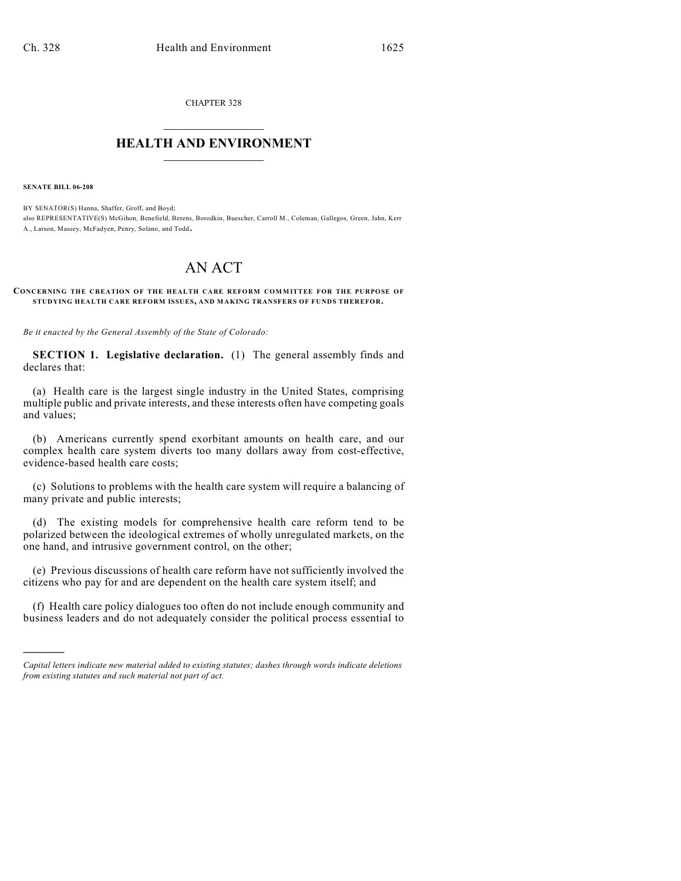CHAPTER 328

# HEALTH AND ENVIRONMENT

**SENATE BILL 06-208**

BY SENATOR(S) Hanna, Shaffer, Groff, and Boyd;
also REPRESENTATIVE(S) McGihon, Benefield, Berens, Borodkin, Buescher, Carroll M., Coleman, Gallegos, Green, Jahn, Kerr A., Larson, Massey, McFadyen, Penry, Solano, and Todd.

# AN ACT

**CONCERNING THE CREATION OF THE HEALTH CARE REFORM COMMITTEE FOR THE PURPOSE OF STUDYING HEALTH CARE REFORM ISSUES, AND MAKING TRANSFERS OF FUNDS THEREFOR.**

*Be it enacted by the General Assembly of the State of Colorado:*

**SECTION 1. Legislative declaration.** (1) The general assembly finds and declares that:

(a) Health care is the largest single industry in the United States, comprising multiple public and private interests, and these interests often have competing goals and values;

(b) Americans currently spend exorbitant amounts on health care, and our complex health care system diverts too many dollars away from cost-effective, evidence-based health care costs;

(c) Solutions to problems with the health care system will require a balancing of many private and public interests;

(d) The existing models for comprehensive health care reform tend to be polarized between the ideological extremes of wholly unregulated markets, on the one hand, and intrusive government control, on the other;

(e) Previous discussions of health care reform have not sufficiently involved the citizens who pay for and are dependent on the health care system itself; and

(f) Health care policy dialogues too often do not include enough community and business leaders and do not adequately consider the political process essential to

---

*Capital letters indicate new material added to existing statutes; dashes through words indicate deletions from existing statutes and such material not part of act.*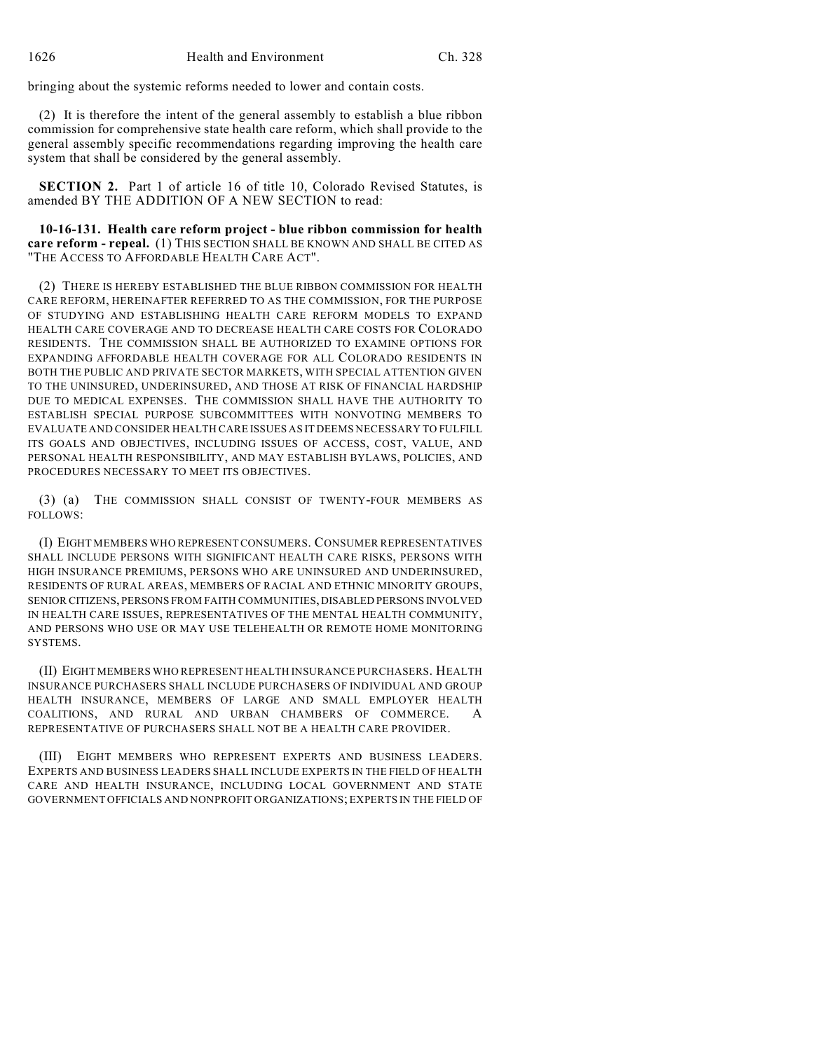bringing about the systemic reforms needed to lower and contain costs.

(2) It is therefore the intent of the general assembly to establish a blue ribbon commission for comprehensive state health care reform, which shall provide to the general assembly specific recommendations regarding improving the health care system that shall be considered by the general assembly.

**SECTION 2.** Part 1 of article 16 of title 10, Colorado Revised Statutes, is amended BY THE ADDITION OF A NEW SECTION to read:

**10-16-131. Health care reform project - blue ribbon commission for health care reform - repeal.** (1) THIS SECTION SHALL BE KNOWN AND SHALL BE CITED AS "THE ACCESS TO AFFORDABLE HEALTH CARE ACT".

(2) THERE IS HEREBY ESTABLISHED THE BLUE RIBBON COMMISSION FOR HEALTH CARE REFORM, HEREINAFTER REFERRED TO AS THE COMMISSION, FOR THE PURPOSE OF STUDYING AND ESTABLISHING HEALTH CARE REFORM MODELS TO EXPAND HEALTH CARE COVERAGE AND TO DECREASE HEALTH CARE COSTS FOR COLORADO RESIDENTS. THE COMMISSION SHALL BE AUTHORIZED TO EXAMINE OPTIONS FOR EXPANDING AFFORDABLE HEALTH COVERAGE FOR ALL COLORADO RESIDENTS IN BOTH THE PUBLIC AND PRIVATE SECTOR MARKETS, WITH SPECIAL ATTENTION GIVEN TO THE UNINSURED, UNDERINSURED, AND THOSE AT RISK OF FINANCIAL HARDSHIP DUE TO MEDICAL EXPENSES. THE COMMISSION SHALL HAVE THE AUTHORITY TO ESTABLISH SPECIAL PURPOSE SUBCOMMITTEES WITH NONVOTING MEMBERS TO EVALUATE AND CONSIDER HEALTH CARE ISSUES AS IT DEEMS NECESSARY TO FULFILL ITS GOALS AND OBJECTIVES, INCLUDING ISSUES OF ACCESS, COST, VALUE, AND PERSONAL HEALTH RESPONSIBILITY, AND MAY ESTABLISH BYLAWS, POLICIES, AND PROCEDURES NECESSARY TO MEET ITS OBJECTIVES.

(3) (a) THE COMMISSION SHALL CONSIST OF TWENTY-FOUR MEMBERS AS FOLLOWS:

(I) EIGHT MEMBERS WHO REPRESENT CONSUMERS. CONSUMER REPRESENTATIVES SHALL INCLUDE PERSONS WITH SIGNIFICANT HEALTH CARE RISKS, PERSONS WITH HIGH INSURANCE PREMIUMS, PERSONS WHO ARE UNINSURED AND UNDERINSURED, RESIDENTS OF RURAL AREAS, MEMBERS OF RACIAL AND ETHNIC MINORITY GROUPS, SENIOR CITIZENS, PERSONS FROM FAITH COMMUNITIES, DISABLED PERSONS INVOLVED IN HEALTH CARE ISSUES, REPRESENTATIVES OF THE MENTAL HEALTH COMMUNITY, AND PERSONS WHO USE OR MAY USE TELEHEALTH OR REMOTE HOME MONITORING SYSTEMS.

(II) EIGHT MEMBERS WHO REPRESENT HEALTH INSURANCE PURCHASERS. HEALTH INSURANCE PURCHASERS SHALL INCLUDE PURCHASERS OF INDIVIDUAL AND GROUP HEALTH INSURANCE, MEMBERS OF LARGE AND SMALL EMPLOYER HEALTH COALITIONS, AND RURAL AND URBAN CHAMBERS OF COMMERCE. A REPRESENTATIVE OF PURCHASERS SHALL NOT BE A HEALTH CARE PROVIDER.

(III) EIGHT MEMBERS WHO REPRESENT EXPERTS AND BUSINESS LEADERS. EXPERTS AND BUSINESS LEADERS SHALL INCLUDE EXPERTS IN THE FIELD OF HEALTH CARE AND HEALTH INSURANCE, INCLUDING LOCAL GOVERNMENT AND STATE GOVERNMENT OFFICIALS AND NONPROFIT ORGANIZATIONS; EXPERTS IN THE FIELD OF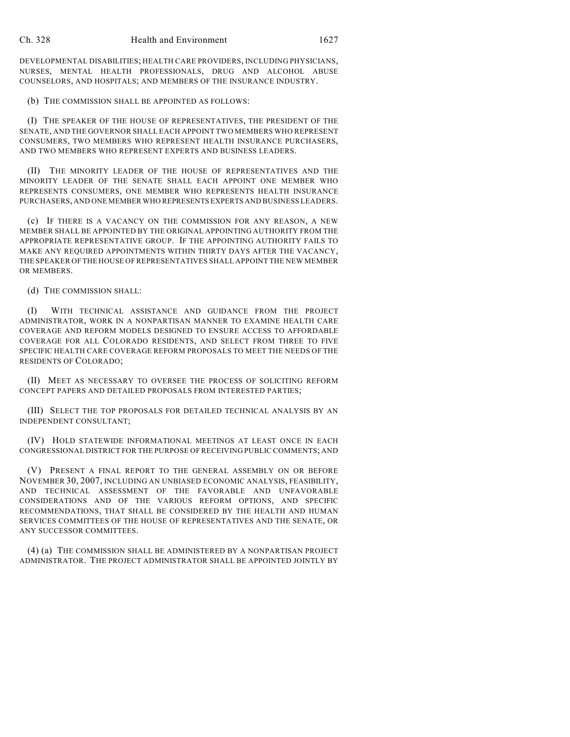DEVELOPMENTAL DISABILITIES; HEALTH CARE PROVIDERS, INCLUDING PHYSICIANS, NURSES, MENTAL HEALTH PROFESSIONALS, DRUG AND ALCOHOL ABUSE COUNSELORS, AND HOSPITALS; AND MEMBERS OF THE INSURANCE INDUSTRY.

(b) THE COMMISSION SHALL BE APPOINTED AS FOLLOWS:

(I) THE SPEAKER OF THE HOUSE OF REPRESENTATIVES, THE PRESIDENT OF THE SENATE, AND THE GOVERNOR SHALL EACH APPOINT TWO MEMBERS WHO REPRESENT CONSUMERS, TWO MEMBERS WHO REPRESENT HEALTH INSURANCE PURCHASERS, AND TWO MEMBERS WHO REPRESENT EXPERTS AND BUSINESS LEADERS.

(II) THE MINORITY LEADER OF THE HOUSE OF REPRESENTATIVES AND THE MINORITY LEADER OF THE SENATE SHALL EACH APPOINT ONE MEMBER WHO REPRESENTS CONSUMERS, ONE MEMBER WHO REPRESENTS HEALTH INSURANCE PURCHASERS, AND ONE MEMBER WHO REPRESENTS EXPERTS AND BUSINESS LEADERS.

(c) IF THERE IS A VACANCY ON THE COMMISSION FOR ANY REASON, A NEW MEMBER SHALL BE APPOINTED BY THE ORIGINAL APPOINTING AUTHORITY FROM THE APPROPRIATE REPRESENTATIVE GROUP. IF THE APPOINTING AUTHORITY FAILS TO MAKE ANY REQUIRED APPOINTMENTS WITHIN THIRTY DAYS AFTER THE VACANCY, THE SPEAKER OF THE HOUSE OF REPRESENTATIVES SHALL APPOINT THE NEW MEMBER OR MEMBERS.

(d) THE COMMISSION SHALL:

(I) WITH TECHNICAL ASSISTANCE AND GUIDANCE FROM THE PROJECT ADMINISTRATOR, WORK IN A NONPARTISAN MANNER TO EXAMINE HEALTH CARE COVERAGE AND REFORM MODELS DESIGNED TO ENSURE ACCESS TO AFFORDABLE COVERAGE FOR ALL COLORADO RESIDENTS, AND SELECT FROM THREE TO FIVE SPECIFIC HEALTH CARE COVERAGE REFORM PROPOSALS TO MEET THE NEEDS OF THE RESIDENTS OF COLORADO;

(II) MEET AS NECESSARY TO OVERSEE THE PROCESS OF SOLICITING REFORM CONCEPT PAPERS AND DETAILED PROPOSALS FROM INTERESTED PARTIES;

(III) SELECT THE TOP PROPOSALS FOR DETAILED TECHNICAL ANALYSIS BY AN INDEPENDENT CONSULTANT;

(IV) HOLD STATEWIDE INFORMATIONAL MEETINGS AT LEAST ONCE IN EACH CONGRESSIONAL DISTRICT FOR THE PURPOSE OF RECEIVING PUBLIC COMMENTS; AND

(V) PRESENT A FINAL REPORT TO THE GENERAL ASSEMBLY ON OR BEFORE NOVEMBER 30, 2007, INCLUDING AN UNBIASED ECONOMIC ANALYSIS, FEASIBILITY, AND TECHNICAL ASSESSMENT OF THE FAVORABLE AND UNFAVORABLE CONSIDERATIONS AND OF THE VARIOUS REFORM OPTIONS, AND SPECIFIC RECOMMENDATIONS, THAT SHALL BE CONSIDERED BY THE HEALTH AND HUMAN SERVICES COMMITTEES OF THE HOUSE OF REPRESENTATIVES AND THE SENATE, OR ANY SUCCESSOR COMMITTEES.

(4) (a) THE COMMISSION SHALL BE ADMINISTERED BY A NONPARTISAN PROJECT ADMINISTRATOR. THE PROJECT ADMINISTRATOR SHALL BE APPOINTED JOINTLY BY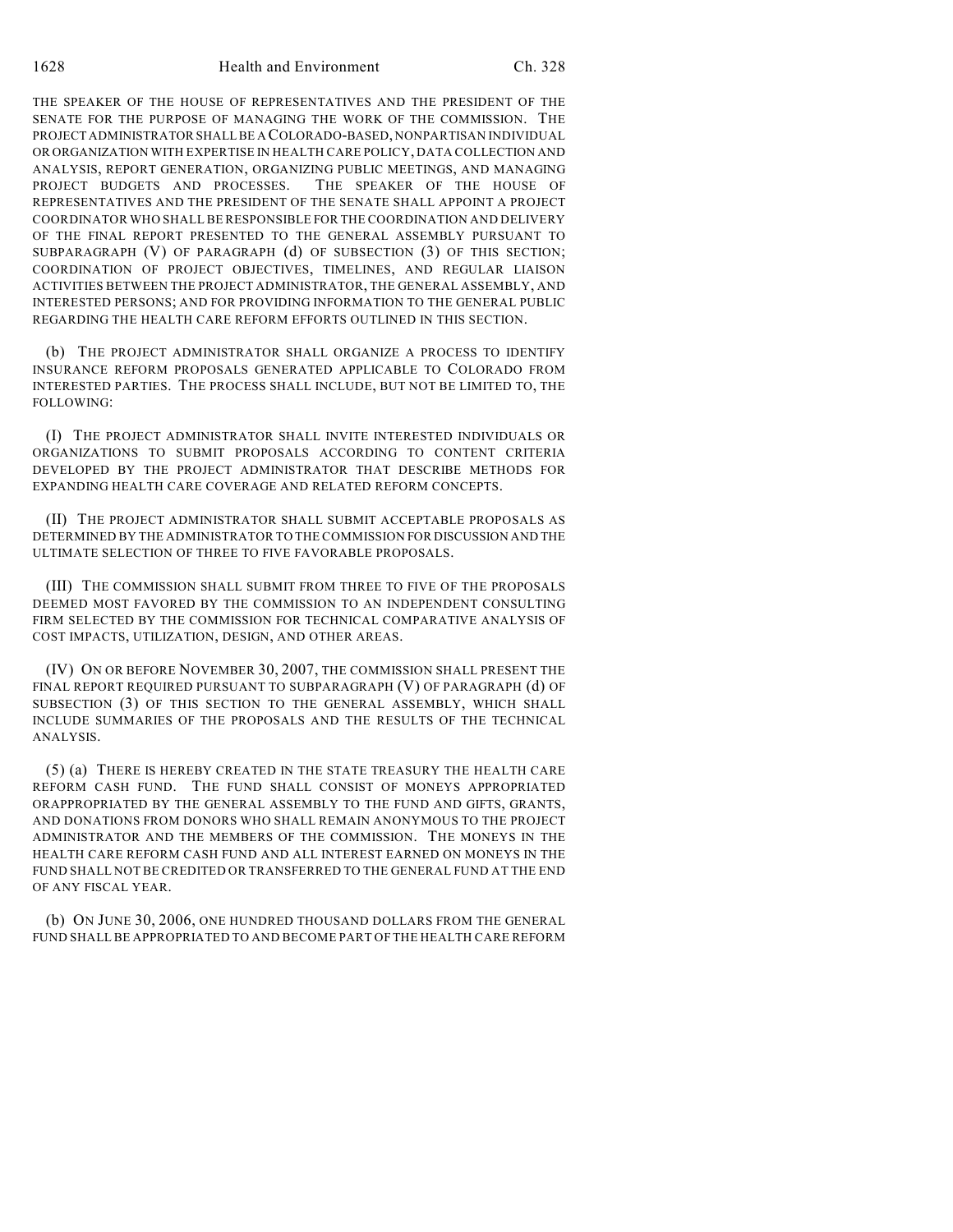THE SPEAKER OF THE HOUSE OF REPRESENTATIVES AND THE PRESIDENT OF THE SENATE FOR THE PURPOSE OF MANAGING THE WORK OF THE COMMISSION. THE PROJECT ADMINISTRATOR SHALL BE A COLORADO-BASED, NONPARTISAN INDIVIDUAL OR ORGANIZATION WITH EXPERTISE IN HEALTH CARE POLICY, DATA COLLECTION AND ANALYSIS, REPORT GENERATION, ORGANIZING PUBLIC MEETINGS, AND MANAGING PROJECT BUDGETS AND PROCESSES. THE SPEAKER OF THE HOUSE OF REPRESENTATIVES AND THE PRESIDENT OF THE SENATE SHALL APPOINT A PROJECT COORDINATOR WHO SHALL BE RESPONSIBLE FOR THE COORDINATION AND DELIVERY OF THE FINAL REPORT PRESENTED TO THE GENERAL ASSEMBLY PURSUANT TO SUBPARAGRAPH (V) OF PARAGRAPH (d) OF SUBSECTION (3) OF THIS SECTION; COORDINATION OF PROJECT OBJECTIVES, TIMELINES, AND REGULAR LIAISON ACTIVITIES BETWEEN THE PROJECT ADMINISTRATOR, THE GENERAL ASSEMBLY, AND INTERESTED PERSONS; AND FOR PROVIDING INFORMATION TO THE GENERAL PUBLIC REGARDING THE HEALTH CARE REFORM EFFORTS OUTLINED IN THIS SECTION.

(b) THE PROJECT ADMINISTRATOR SHALL ORGANIZE A PROCESS TO IDENTIFY INSURANCE REFORM PROPOSALS GENERATED APPLICABLE TO COLORADO FROM INTERESTED PARTIES. THE PROCESS SHALL INCLUDE, BUT NOT BE LIMITED TO, THE FOLLOWING:

(I) THE PROJECT ADMINISTRATOR SHALL INVITE INTERESTED INDIVIDUALS OR ORGANIZATIONS TO SUBMIT PROPOSALS ACCORDING TO CONTENT CRITERIA DEVELOPED BY THE PROJECT ADMINISTRATOR THAT DESCRIBE METHODS FOR EXPANDING HEALTH CARE COVERAGE AND RELATED REFORM CONCEPTS.

(II) THE PROJECT ADMINISTRATOR SHALL SUBMIT ACCEPTABLE PROPOSALS AS DETERMINED BY THE ADMINISTRATOR TO THE COMMISSION FOR DISCUSSION AND THE ULTIMATE SELECTION OF THREE TO FIVE FAVORABLE PROPOSALS.

(III) THE COMMISSION SHALL SUBMIT FROM THREE TO FIVE OF THE PROPOSALS DEEMED MOST FAVORED BY THE COMMISSION TO AN INDEPENDENT CONSULTING FIRM SELECTED BY THE COMMISSION FOR TECHNICAL COMPARATIVE ANALYSIS OF COST IMPACTS, UTILIZATION, DESIGN, AND OTHER AREAS.

(IV) ON OR BEFORE NOVEMBER 30, 2007, THE COMMISSION SHALL PRESENT THE FINAL REPORT REQUIRED PURSUANT TO SUBPARAGRAPH (V) OF PARAGRAPH (d) OF SUBSECTION (3) OF THIS SECTION TO THE GENERAL ASSEMBLY, WHICH SHALL INCLUDE SUMMARIES OF THE PROPOSALS AND THE RESULTS OF THE TECHNICAL ANALYSIS.

(5) (a) THERE IS HEREBY CREATED IN THE STATE TREASURY THE HEALTH CARE REFORM CASH FUND. THE FUND SHALL CONSIST OF MONEYS APPROPRIATED ORAPPROPRIATED BY THE GENERAL ASSEMBLY TO THE FUND AND GIFTS, GRANTS, AND DONATIONS FROM DONORS WHO SHALL REMAIN ANONYMOUS TO THE PROJECT ADMINISTRATOR AND THE MEMBERS OF THE COMMISSION. THE MONEYS IN THE HEALTH CARE REFORM CASH FUND AND ALL INTEREST EARNED ON MONEYS IN THE FUND SHALL NOT BE CREDITED OR TRANSFERRED TO THE GENERAL FUND AT THE END OF ANY FISCAL YEAR.

(b) ON JUNE 30, 2006, ONE HUNDRED THOUSAND DOLLARS FROM THE GENERAL FUND SHALL BE APPROPRIATED TO AND BECOME PART OF THE HEALTH CARE REFORM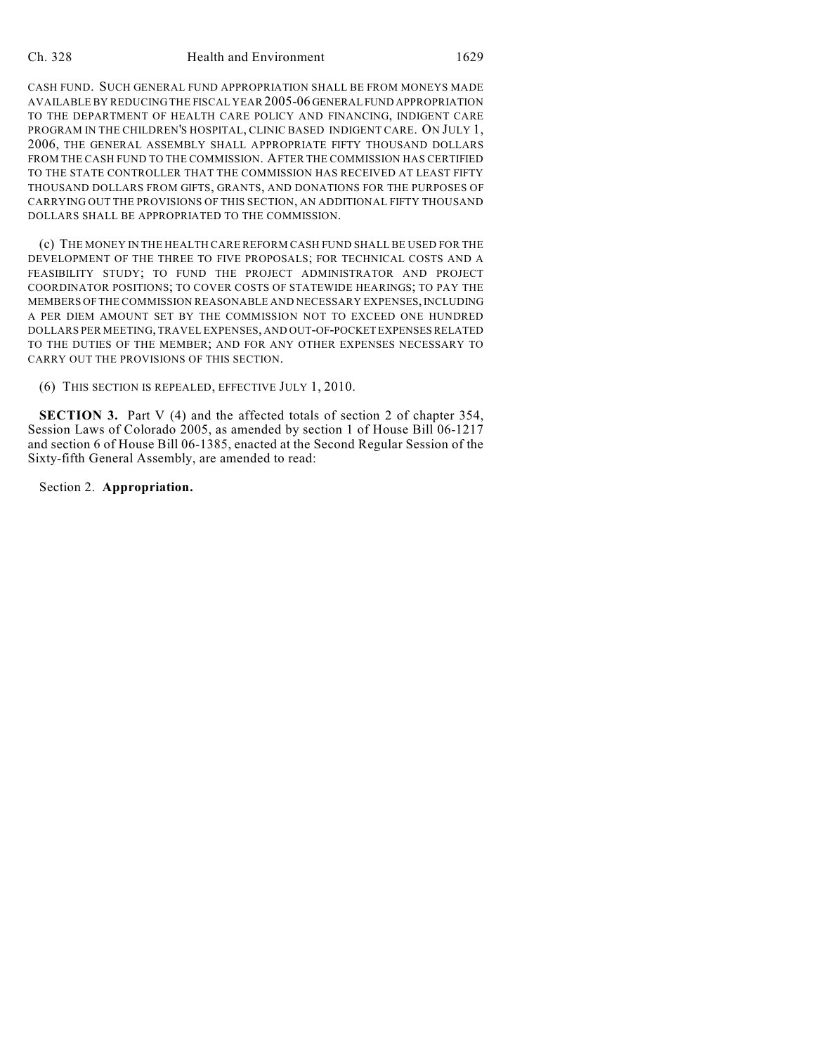CASH FUND. SUCH GENERAL FUND APPROPRIATION SHALL BE FROM MONEYS MADE AVAILABLE BY REDUCING THE FISCAL YEAR 2005-06 GENERAL FUND APPROPRIATION TO THE DEPARTMENT OF HEALTH CARE POLICY AND FINANCING, INDIGENT CARE PROGRAM IN THE CHILDREN'S HOSPITAL, CLINIC BASED INDIGENT CARE. ON JULY 1, 2006, THE GENERAL ASSEMBLY SHALL APPROPRIATE FIFTY THOUSAND DOLLARS FROM THE CASH FUND TO THE COMMISSION. AFTER THE COMMISSION HAS CERTIFIED TO THE STATE CONTROLLER THAT THE COMMISSION HAS RECEIVED AT LEAST FIFTY THOUSAND DOLLARS FROM GIFTS, GRANTS, AND DONATIONS FOR THE PURPOSES OF CARRYING OUT THE PROVISIONS OF THIS SECTION, AN ADDITIONAL FIFTY THOUSAND DOLLARS SHALL BE APPROPRIATED TO THE COMMISSION.

(c) THE MONEY IN THE HEALTH CARE REFORM CASH FUND SHALL BE USED FOR THE DEVELOPMENT OF THE THREE TO FIVE PROPOSALS; FOR TECHNICAL COSTS AND A FEASIBILITY STUDY; TO FUND THE PROJECT ADMINISTRATOR AND PROJECT COORDINATOR POSITIONS; TO COVER COSTS OF STATEWIDE HEARINGS; TO PAY THE MEMBERS OF THE COMMISSION REASONABLE AND NECESSARY EXPENSES, INCLUDING A PER DIEM AMOUNT SET BY THE COMMISSION NOT TO EXCEED ONE HUNDRED DOLLARS PER MEETING, TRAVEL EXPENSES, AND OUT-OF-POCKET EXPENSES RELATED TO THE DUTIES OF THE MEMBER; AND FOR ANY OTHER EXPENSES NECESSARY TO CARRY OUT THE PROVISIONS OF THIS SECTION.

(6) THIS SECTION IS REPEALED, EFFECTIVE JULY 1, 2010.

**SECTION 3.** Part V (4) and the affected totals of section 2 of chapter 354, Session Laws of Colorado 2005, as amended by section 1 of House Bill 06-1217 and section 6 of House Bill 06-1385, enacted at the Second Regular Session of the Sixty-fifth General Assembly, are amended to read:

Section 2. **Appropriation.**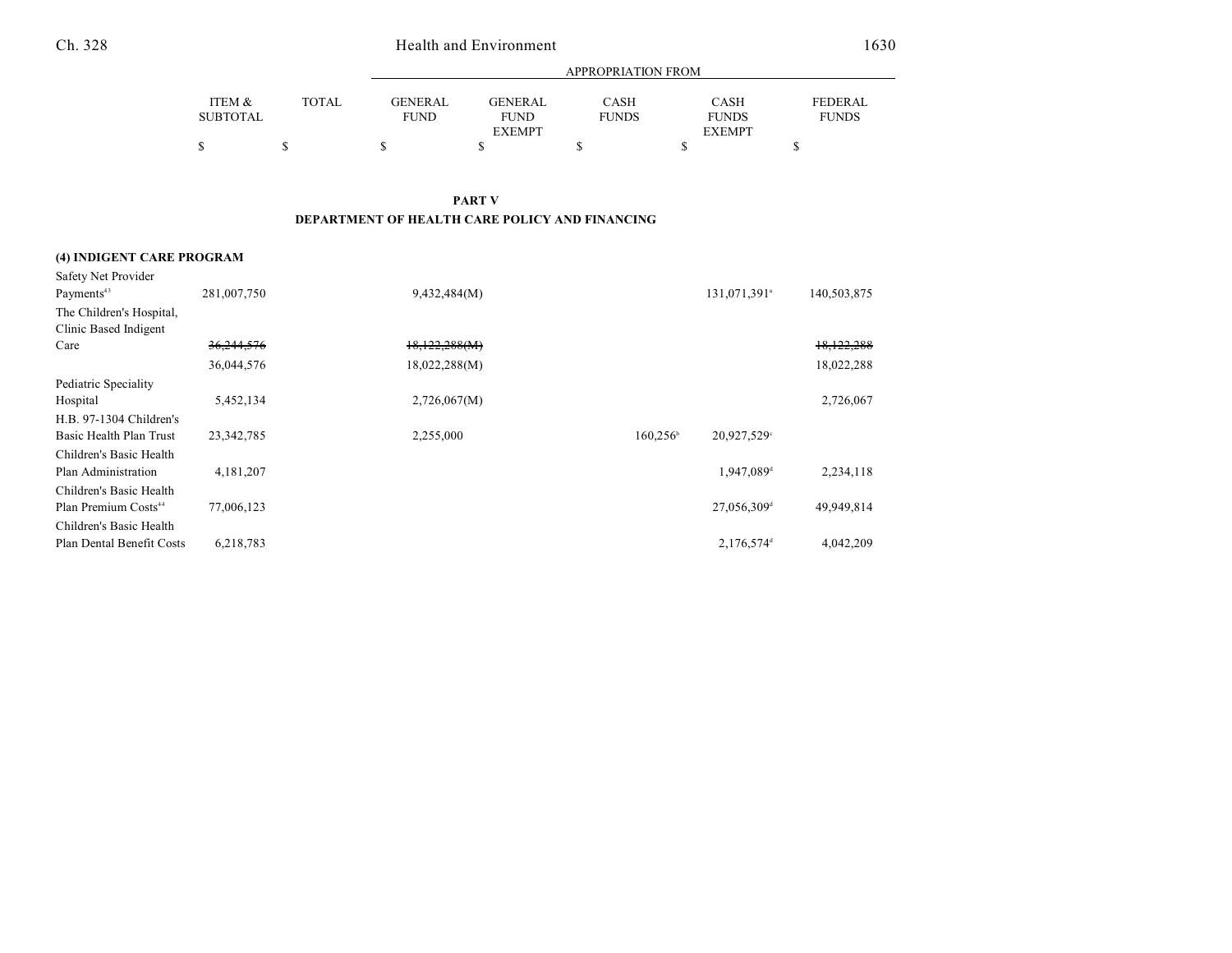| | ITEM & SUBTOTAL | TOTAL | APPROPRIATION FROM GENERAL FUND | GENERAL FUND EXEMPT | CASH FUNDS | CASH FUNDS EXEMPT | FEDERAL FUNDS |
|---|---|---|---|---|---|---|---|
| | $ | $ | $ | $ | $ | $ | $ |

**PART V**

**DEPARTMENT OF HEALTH CARE POLICY AND FINANCING**

| | ITEM & SUBTOTAL | TOTAL | GENERAL FUND | GENERAL FUND EXEMPT | CASH FUNDS | CASH FUNDS EXEMPT | FEDERAL FUNDS |
|---|---|---|---|---|---|---|---|
| **(4) INDIGENT CARE PROGRAM** | | | | | | | |
| Safety Net Provider Payments[43] | 281,007,750 | | 9,432,484(M) | | | 131,071,391[a] | 140,503,875 |
| The Children's Hospital, Clinic Based Indigent Care | ~~36,244,576~~ | | ~~18,122,288(M)~~ | | | | ~~18,122,288~~ |
| | 36,044,576 | | 18,022,288(M) | | | | 18,022,288 |
| Pediatric Speciality Hospital | 5,452,134 | | 2,726,067(M) | | | | 2,726,067 |
| H.B. 97-1304 Children's Basic Health Plan Trust | 23,342,785 | | 2,255,000 | | 160,256[b] | 20,927,529[c] | |
| Children's Basic Health Plan Administration | 4,181,207 | | | | | 1,947,089[d] | 2,234,118 |
| Children's Basic Health Plan Premium Costs[44] | 77,006,123 | | | | | 27,056,309[d] | 49,949,814 |
| Children's Basic Health Plan Dental Benefit Costs | 6,218,783 | | | | | 2,176,574[d] | 4,042,209 |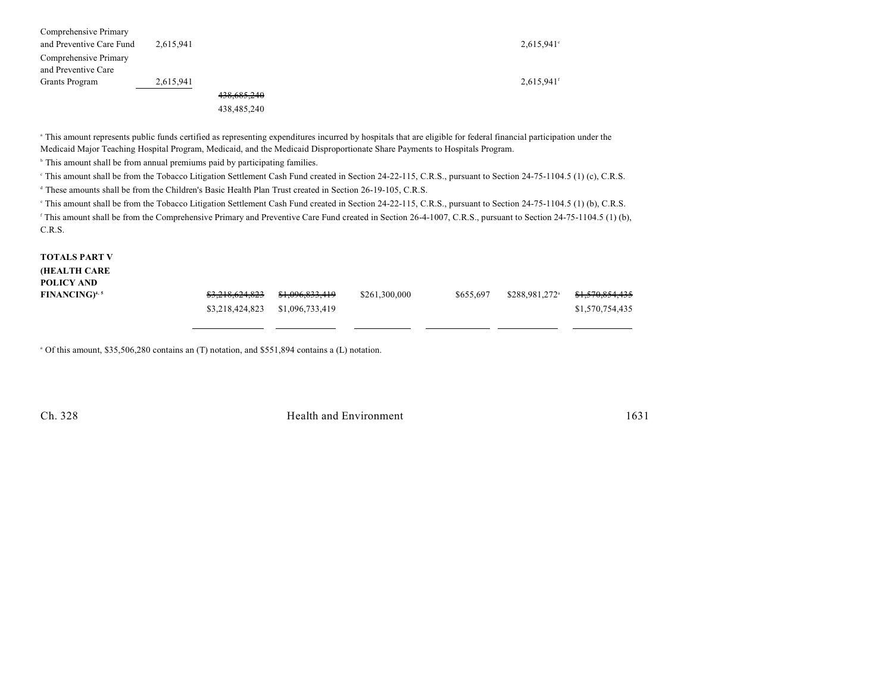| | | | | | | | |
|---|---|---|---|---|---|---|---|
| Comprehensive Primary and Preventive Care Fund | 2,615,941 | | | | | 2,615,941[e] | |
| Comprehensive Primary and Preventive Care Grants Program | 2,615,941 | | | | | 2,615,941[f] | |
| | | ~~438,685,240~~ 438,485,240 | | | | | |

[a] This amount represents public funds certified as representing expenditures incurred by hospitals that are eligible for federal financial participation under the Medicaid Major Teaching Hospital Program, Medicaid, and the Medicaid Disproportionate Share Payments to Hospitals Program.

[b] This amount shall be from annual premiums paid by participating families.

[c] This amount shall be from the Tobacco Litigation Settlement Cash Fund created in Section 24-22-115, C.R.S., pursuant to Section 24-75-1104.5 (1) (c), C.R.S.

[d] These amounts shall be from the Children's Basic Health Plan Trust created in Section 26-19-105, C.R.S.

[e] This amount shall be from the Tobacco Litigation Settlement Cash Fund created in Section 24-22-115, C.R.S., pursuant to Section 24-75-1104.5 (1) (b), C.R.S.

[f] This amount shall be from the Comprehensive Primary and Preventive Care Fund created in Section 26-4-1007, C.R.S., pursuant to Section 24-75-1104.5 (1) (b), C.R.S.

| | | | | | | |
|---|---|---|---|---|---|---|
| **TOTALS PART V (HEALTH CARE POLICY AND FINANCING)**[4, 5] | ~~$3,218,624,823~~ $3,218,424,823 | ~~$1,096,833,419~~ $1,096,733,419 | $261,300,000 | $655,697 | $288,981,272[a] | ~~$1,570,854,435~~ $1,570,754,435 |

[a] Of this amount, $35,506,280 contains an (T) notation, and $551,894 contains a (L) notation.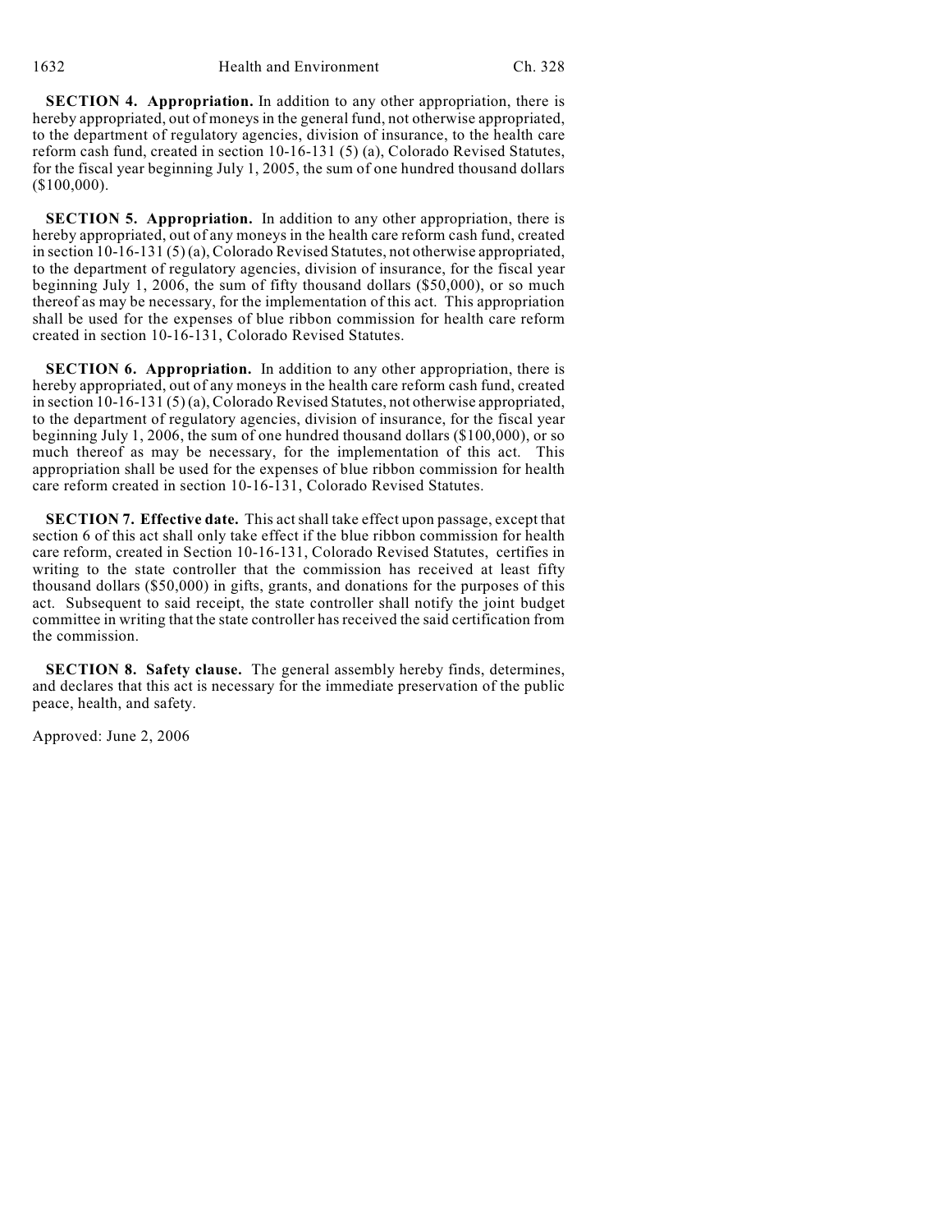**SECTION 4. Appropriation.** In addition to any other appropriation, there is hereby appropriated, out of moneys in the general fund, not otherwise appropriated, to the department of regulatory agencies, division of insurance, to the health care reform cash fund, created in section 10-16-131 (5) (a), Colorado Revised Statutes, for the fiscal year beginning July 1, 2005, the sum of one hundred thousand dollars ($100,000).

**SECTION 5. Appropriation.** In addition to any other appropriation, there is hereby appropriated, out of any moneys in the health care reform cash fund, created in section 10-16-131 (5) (a), Colorado Revised Statutes, not otherwise appropriated, to the department of regulatory agencies, division of insurance, for the fiscal year beginning July 1, 2006, the sum of fifty thousand dollars ($50,000), or so much thereof as may be necessary, for the implementation of this act. This appropriation shall be used for the expenses of blue ribbon commission for health care reform created in section 10-16-131, Colorado Revised Statutes.

**SECTION 6. Appropriation.** In addition to any other appropriation, there is hereby appropriated, out of any moneys in the health care reform cash fund, created in section 10-16-131 (5) (a), Colorado Revised Statutes, not otherwise appropriated, to the department of regulatory agencies, division of insurance, for the fiscal year beginning July 1, 2006, the sum of one hundred thousand dollars ($100,000), or so much thereof as may be necessary, for the implementation of this act. This appropriation shall be used for the expenses of blue ribbon commission for health care reform created in section 10-16-131, Colorado Revised Statutes.

**SECTION 7. Effective date.** This act shall take effect upon passage, except that section 6 of this act shall only take effect if the blue ribbon commission for health care reform, created in Section 10-16-131, Colorado Revised Statutes, certifies in writing to the state controller that the commission has received at least fifty thousand dollars ($50,000) in gifts, grants, and donations for the purposes of this act. Subsequent to said receipt, the state controller shall notify the joint budget committee in writing that the state controller has received the said certification from the commission.

**SECTION 8. Safety clause.** The general assembly hereby finds, determines, and declares that this act is necessary for the immediate preservation of the public peace, health, and safety.

Approved: June 2, 2006